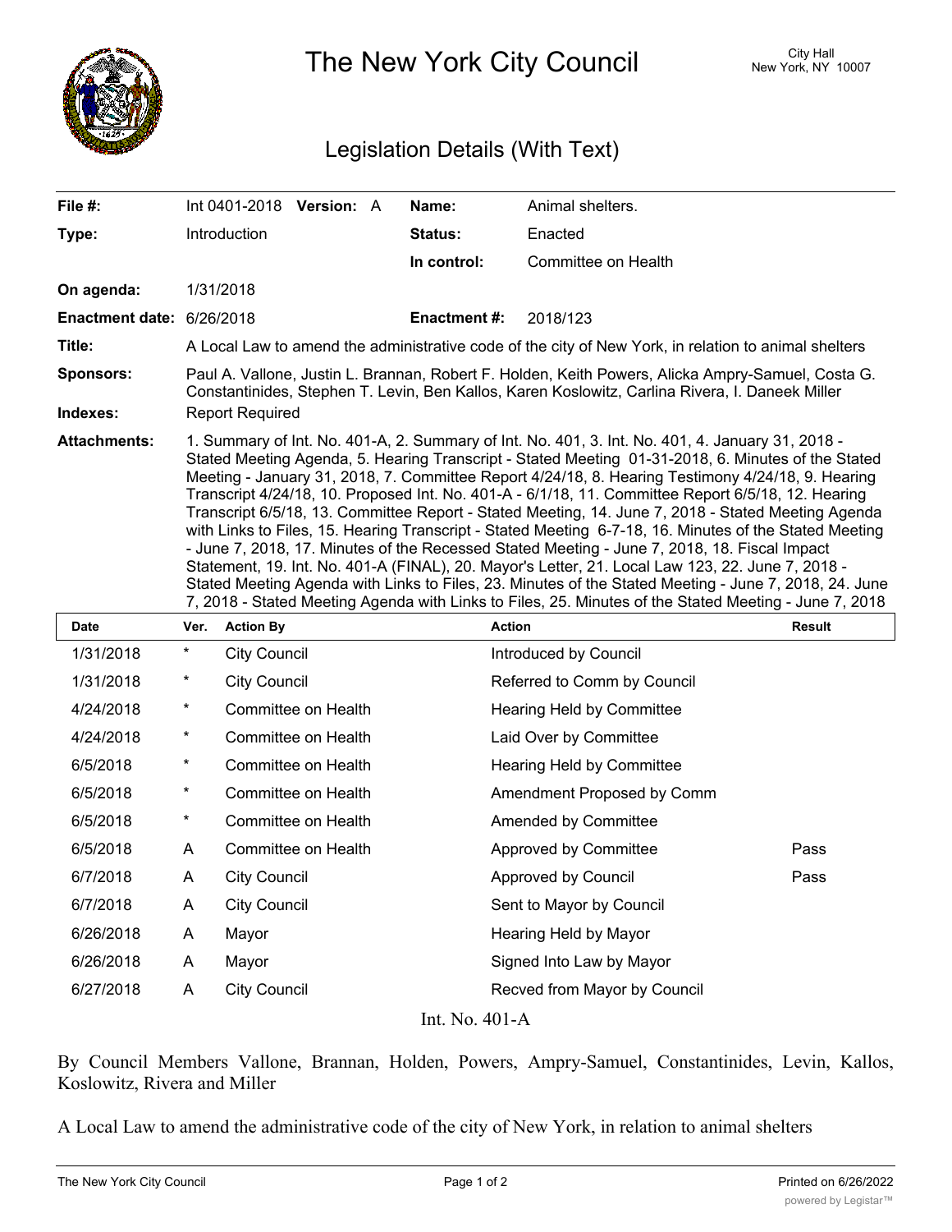# The New York City Council

City Hall
New York, NY 10007

## Legislation Details (With Text)

| | | | |
|---|---|---|---|
| **File #:** | Int 0401-2018 **Version:** A | **Name:** | Animal shelters. |
| **Type:** | Introduction | **Status:** | Enacted |
| | | **In control:** | Committee on Health |
| **On agenda:** | 1/31/2018 | | |
| **Enactment date:** | 6/26/2018 | **Enactment #:** | 2018/123 |

**Title:** A Local Law to amend the administrative code of the city of New York, in relation to animal shelters

**Sponsors:** Paul A. Vallone, Justin L. Brannan, Robert F. Holden, Keith Powers, Alicka Ampry-Samuel, Costa G. Constantinides, Stephen T. Levin, Ben Kallos, Karen Koslowitz, Carlina Rivera, I. Daneek Miller

**Indexes:** Report Required

**Attachments:** 1. Summary of Int. No. 401-A, 2. Summary of Int. No. 401, 3. Int. No. 401, 4. January 31, 2018 - Stated Meeting Agenda, 5. Hearing Transcript - Stated Meeting 01-31-2018, 6. Minutes of the Stated Meeting - January 31, 2018, 7. Committee Report 4/24/18, 8. Hearing Testimony 4/24/18, 9. Hearing Transcript 4/24/18, 10. Proposed Int. No. 401-A - 6/1/18, 11. Committee Report 6/5/18, 12. Hearing Transcript 6/5/18, 13. Committee Report - Stated Meeting, 14. June 7, 2018 - Stated Meeting Agenda with Links to Files, 15. Hearing Transcript - Stated Meeting 6-7-18, 16. Minutes of the Stated Meeting - June 7, 2018, 17. Minutes of the Recessed Stated Meeting - June 7, 2018, 18. Fiscal Impact Statement, 19. Int. No. 401-A (FINAL), 20. Mayor's Letter, 21. Local Law 123, 22. June 7, 2018 - Stated Meeting Agenda with Links to Files, 23. Minutes of the Stated Meeting - June 7, 2018, 24. June 7, 2018 - Stated Meeting Agenda with Links to Files, 25. Minutes of the Stated Meeting - June 7, 2018

| Date | Ver. | Action By | Action | Result |
|---|---|---|---|---|
| 1/31/2018 | * | City Council | Introduced by Council | |
| 1/31/2018 | * | City Council | Referred to Comm by Council | |
| 4/24/2018 | * | Committee on Health | Hearing Held by Committee | |
| 4/24/2018 | * | Committee on Health | Laid Over by Committee | |
| 6/5/2018 | * | Committee on Health | Hearing Held by Committee | |
| 6/5/2018 | * | Committee on Health | Amendment Proposed by Comm | |
| 6/5/2018 | * | Committee on Health | Amended by Committee | |
| 6/5/2018 | A | Committee on Health | Approved by Committee | Pass |
| 6/7/2018 | A | City Council | Approved by Council | Pass |
| 6/7/2018 | A | City Council | Sent to Mayor by Council | |
| 6/26/2018 | A | Mayor | Hearing Held by Mayor | |
| 6/26/2018 | A | Mayor | Signed Into Law by Mayor | |
| 6/27/2018 | A | City Council | Recved from Mayor by Council | |

Int. No. 401-A

By Council Members Vallone, Brannan, Holden, Powers, Ampry-Samuel, Constantinides, Levin, Kallos, Koslowitz, Rivera and Miller

A Local Law to amend the administrative code of the city of New York, in relation to animal shelters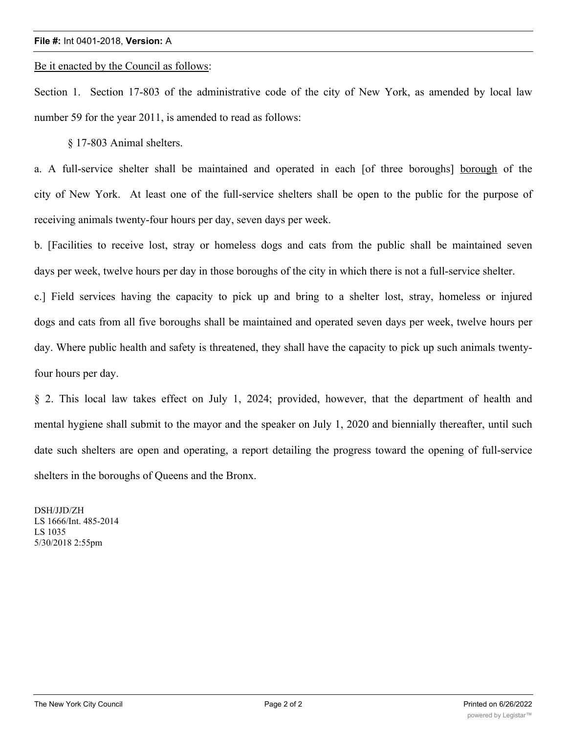Be it enacted by the Council as follows:

Section 1. Section 17-803 of the administrative code of the city of New York, as amended by local law number 59 for the year 2011, is amended to read as follows:

§ 17-803 Animal shelters.

a. A full-service shelter shall be maintained and operated in each [of three boroughs] borough of the city of New York. At least one of the full-service shelters shall be open to the public for the purpose of receiving animals twenty-four hours per day, seven days per week.

b. [Facilities to receive lost, stray or homeless dogs and cats from the public shall be maintained seven days per week, twelve hours per day in those boroughs of the city in which there is not a full-service shelter.

c.] Field services having the capacity to pick up and bring to a shelter lost, stray, homeless or injured dogs and cats from all five boroughs shall be maintained and operated seven days per week, twelve hours per day. Where public health and safety is threatened, they shall have the capacity to pick up such animals twenty-four hours per day.

§ 2. This local law takes effect on July 1, 2024; provided, however, that the department of health and mental hygiene shall submit to the mayor and the speaker on July 1, 2020 and biennially thereafter, until such date such shelters are open and operating, a report detailing the progress toward the opening of full-service shelters in the boroughs of Queens and the Bronx.

DSH/JJD/ZH
LS 1666/Int. 485-2014
LS 1035
5/30/2018 2:55pm